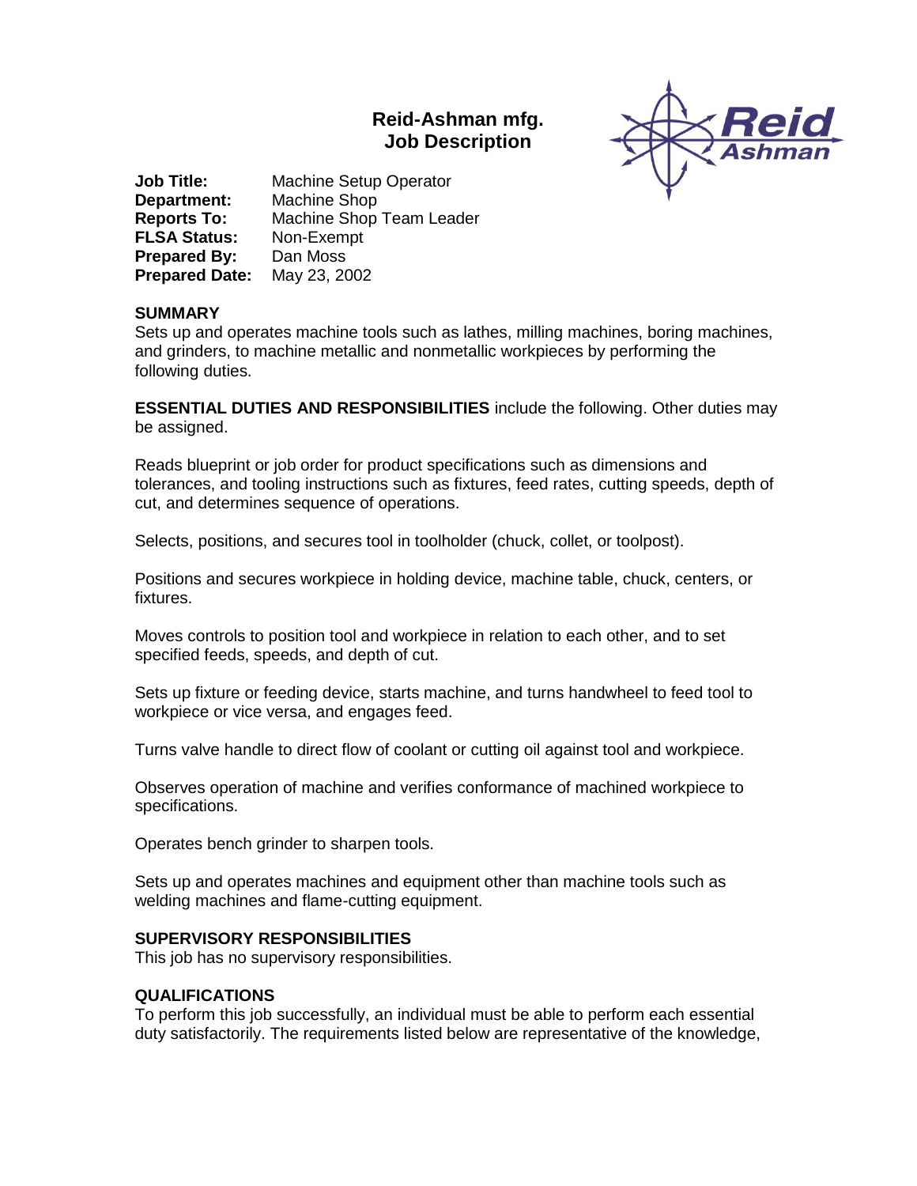# Reid-Ashman mfg.
# Job Description

**Job Title:** Machine Setup Operator
**Department:** Machine Shop
**Reports To:** Machine Shop Team Leader
**FLSA Status:** Non-Exempt
**Prepared By:** Dan Moss
**Prepared Date:** May 23, 2002

## SUMMARY

Sets up and operates machine tools such as lathes, milling machines, boring machines, and grinders, to machine metallic and nonmetallic workpieces by performing the following duties.

**ESSENTIAL DUTIES AND RESPONSIBILITIES** include the following. Other duties may be assigned.

Reads blueprint or job order for product specifications such as dimensions and tolerances, and tooling instructions such as fixtures, feed rates, cutting speeds, depth of cut, and determines sequence of operations.

Selects, positions, and secures tool in toolholder (chuck, collet, or toolpost).

Positions and secures workpiece in holding device, machine table, chuck, centers, or fixtures.

Moves controls to position tool and workpiece in relation to each other, and to set specified feeds, speeds, and depth of cut.

Sets up fixture or feeding device, starts machine, and turns handwheel to feed tool to workpiece or vice versa, and engages feed.

Turns valve handle to direct flow of coolant or cutting oil against tool and workpiece.

Observes operation of machine and verifies conformance of machined workpiece to specifications.

Operates bench grinder to sharpen tools.

Sets up and operates machines and equipment other than machine tools such as welding machines and flame-cutting equipment.

## SUPERVISORY RESPONSIBILITIES

This job has no supervisory responsibilities.

## QUALIFICATIONS

To perform this job successfully, an individual must be able to perform each essential duty satisfactorily. The requirements listed below are representative of the knowledge,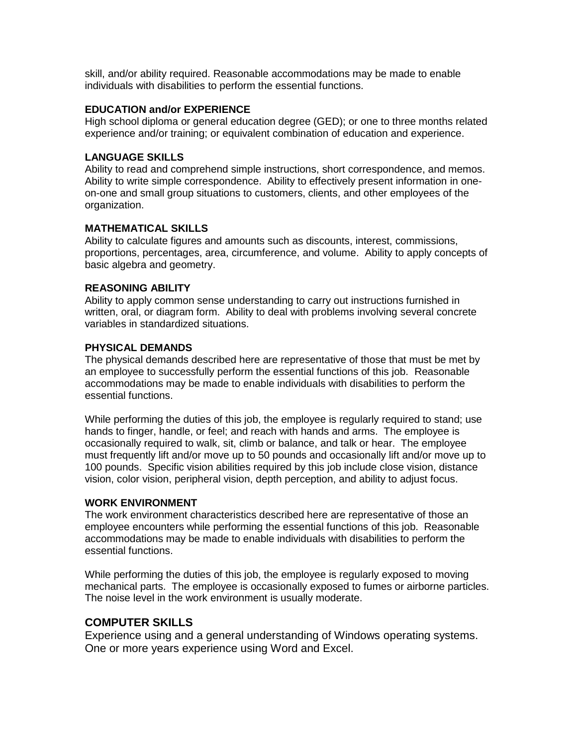skill, and/or ability required. Reasonable accommodations may be made to enable individuals with disabilities to perform the essential functions.

**EDUCATION and/or EXPERIENCE**

High school diploma or general education degree (GED); or one to three months related experience and/or training; or equivalent combination of education and experience.

**LANGUAGE SKILLS**

Ability to read and comprehend simple instructions, short correspondence, and memos. Ability to write simple correspondence. Ability to effectively present information in one-on-one and small group situations to customers, clients, and other employees of the organization.

**MATHEMATICAL SKILLS**

Ability to calculate figures and amounts such as discounts, interest, commissions, proportions, percentages, area, circumference, and volume. Ability to apply concepts of basic algebra and geometry.

**REASONING ABILITY**

Ability to apply common sense understanding to carry out instructions furnished in written, oral, or diagram form. Ability to deal with problems involving several concrete variables in standardized situations.

**PHYSICAL DEMANDS**

The physical demands described here are representative of those that must be met by an employee to successfully perform the essential functions of this job. Reasonable accommodations may be made to enable individuals with disabilities to perform the essential functions.

While performing the duties of this job, the employee is regularly required to stand; use hands to finger, handle, or feel; and reach with hands and arms. The employee is occasionally required to walk, sit, climb or balance, and talk or hear. The employee must frequently lift and/or move up to 50 pounds and occasionally lift and/or move up to 100 pounds. Specific vision abilities required by this job include close vision, distance vision, color vision, peripheral vision, depth perception, and ability to adjust focus.

**WORK ENVIRONMENT**

The work environment characteristics described here are representative of those an employee encounters while performing the essential functions of this job. Reasonable accommodations may be made to enable individuals with disabilities to perform the essential functions.

While performing the duties of this job, the employee is regularly exposed to moving mechanical parts. The employee is occasionally exposed to fumes or airborne particles. The noise level in the work environment is usually moderate.

## COMPUTER SKILLS

Experience using and a general understanding of Windows operating systems. One or more years experience using Word and Excel.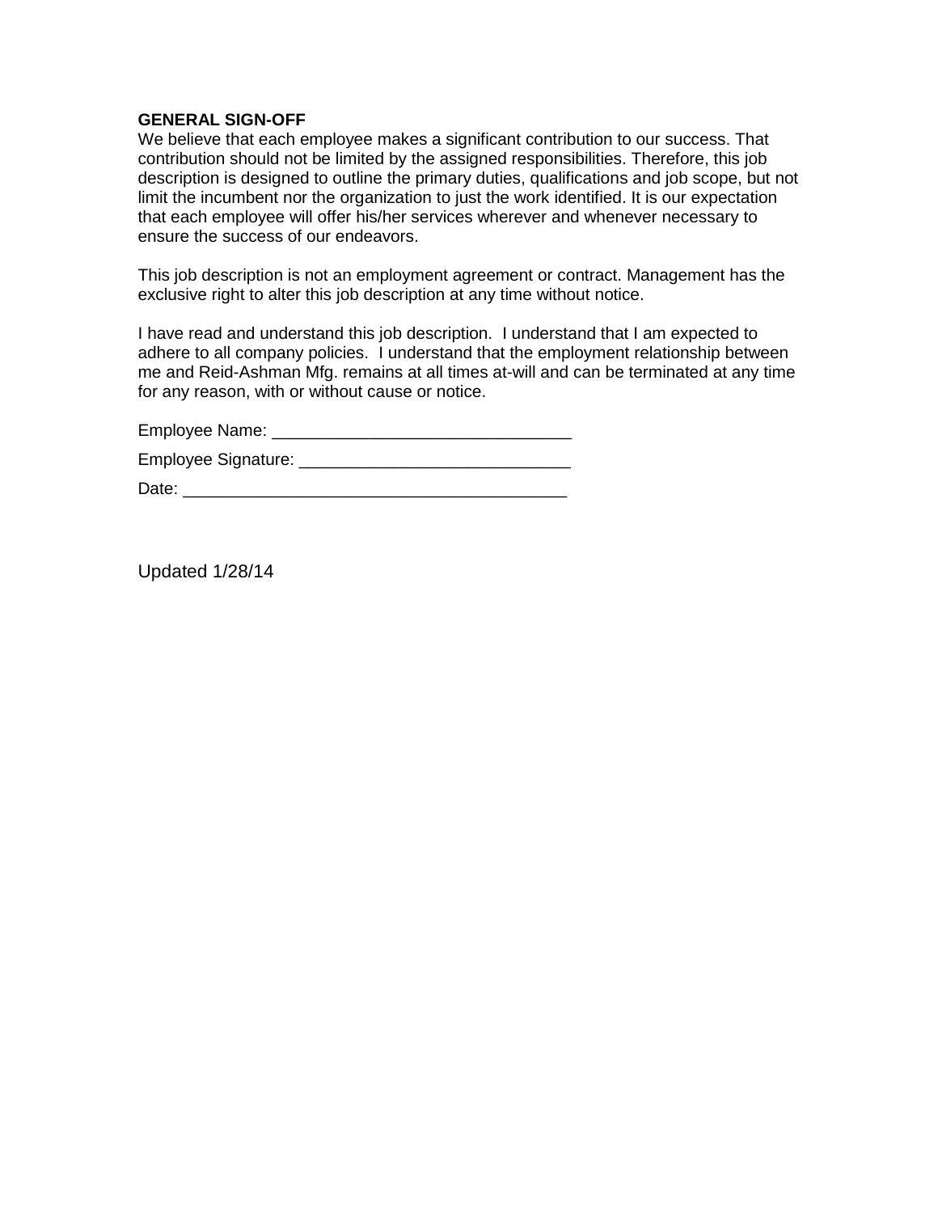**GENERAL SIGN-OFF**
We believe that each employee makes a significant contribution to our success. That contribution should not be limited by the assigned responsibilities. Therefore, this job description is designed to outline the primary duties, qualifications and job scope, but not limit the incumbent nor the organization to just the work identified. It is our expectation that each employee will offer his/her services wherever and whenever necessary to ensure the success of our endeavors.

This job description is not an employment agreement or contract. Management has the exclusive right to alter this job description at any time without notice.

I have read and understand this job description. I understand that I am expected to adhere to all company policies. I understand that the employment relationship between me and Reid-Ashman Mfg. remains at all times at-will and can be terminated at any time for any reason, with or without cause or notice.

Employee Name: _______________________________

Employee Signature: ____________________________

Date: ________________________________________

Updated 1/28/14